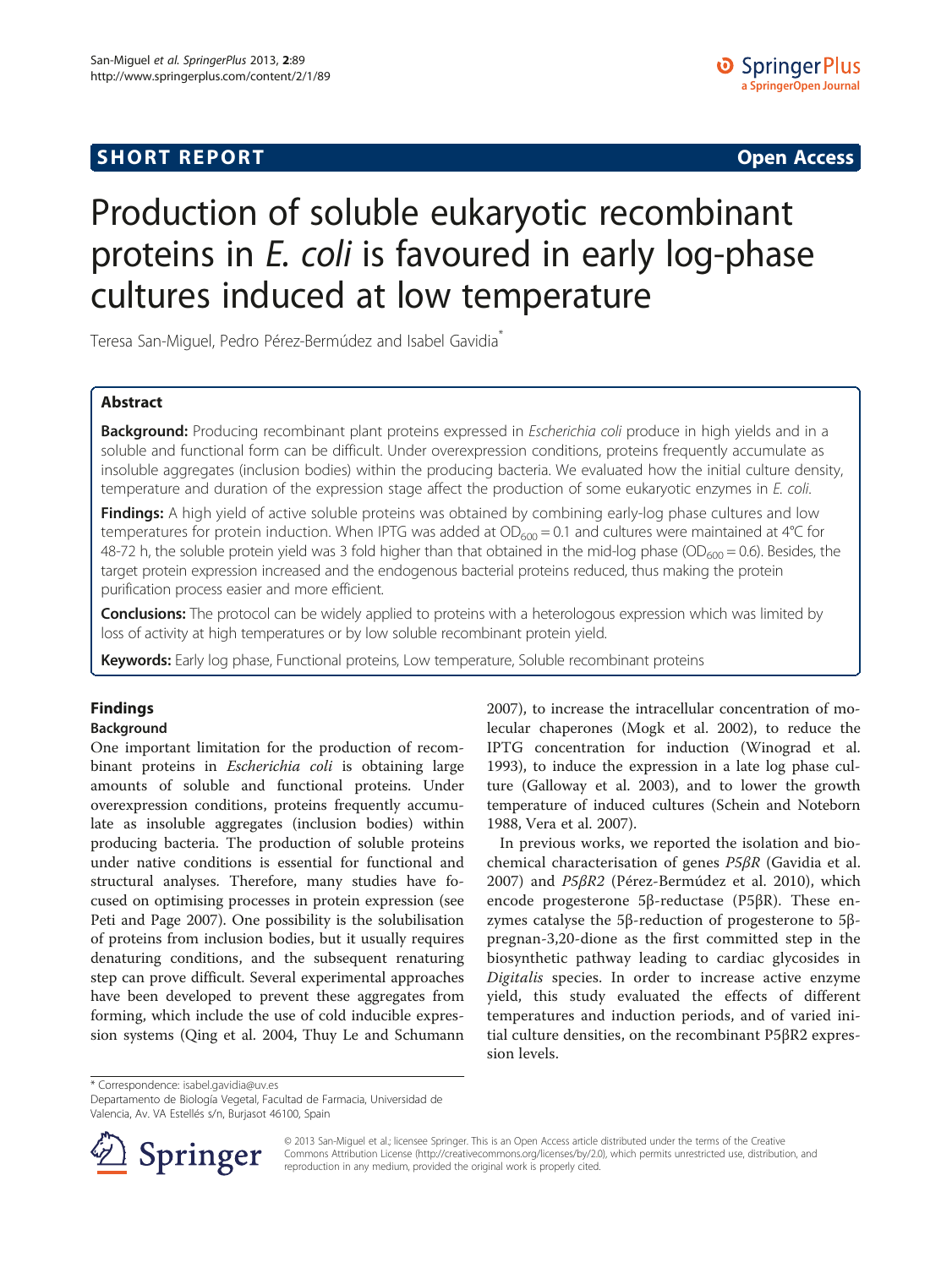**SHORT REPORT** **Open Access**

# Production of soluble eukaryotic recombinant proteins in *E. coli* is favoured in early log-phase cultures induced at low temperature

Teresa San-Miguel, Pedro Pérez-Bermúdez and Isabel Gavidia*

## Abstract

**Background:** Producing recombinant plant proteins expressed in *Escherichia coli* produce in high yields and in a soluble and functional form can be difficult. Under overexpression conditions, proteins frequently accumulate as insoluble aggregates (inclusion bodies) within the producing bacteria. We evaluated how the initial culture density, temperature and duration of the expression stage affect the production of some eukaryotic enzymes in *E. coli*.

**Findings:** A high yield of active soluble proteins was obtained by combining early-log phase cultures and low temperatures for protein induction. When IPTG was added at $OD_{600} = 0.1$ and cultures were maintained at 4°C for 48-72 h, the soluble protein yield was 3 fold higher than that obtained in the mid-log phase ($OD_{600} = 0.6$). Besides, the target protein expression increased and the endogenous bacterial proteins reduced, thus making the protein purification process easier and more efficient.

**Conclusions:** The protocol can be widely applied to proteins with a heterologous expression which was limited by loss of activity at high temperatures or by low soluble recombinant protein yield.

**Keywords:** Early log phase, Functional proteins, Low temperature, Soluble recombinant proteins

## Findings

### Background

One important limitation for the production of recombinant proteins in *Escherichia coli* is obtaining large amounts of soluble and functional proteins. Under overexpression conditions, proteins frequently accumulate as insoluble aggregates (inclusion bodies) within producing bacteria. The production of soluble proteins under native conditions is essential for functional and structural analyses. Therefore, many studies have focused on optimising processes in protein expression (see Peti and Page 2007). One possibility is the solubilisation of proteins from inclusion bodies, but it usually requires denaturing conditions, and the subsequent renaturing step can prove difficult. Several experimental approaches have been developed to prevent these aggregates from forming, which include the use of cold inducible expression systems (Qing et al. 2004, Thuy Le and Schumann 2007), to increase the intracellular concentration of molecular chaperones (Mogk et al. 2002), to reduce the IPTG concentration for induction (Winograd et al. 1993), to induce the expression in a late log phase culture (Galloway et al. 2003), and to lower the growth temperature of induced cultures (Schein and Noteborn 1988, Vera et al. 2007).

In previous works, we reported the isolation and biochemical characterisation of genes *P5βR* (Gavidia et al. 2007) and *P5βR2* (Pérez-Bermúdez et al. 2010), which encode progesterone 5β-reductase (P5βR). These enzymes catalyse the 5β-reduction of progesterone to 5β-pregnan-3,20-dione as the first committed step in the biosynthetic pathway leading to cardiac glycosides in *Digitalis* species. In order to increase active enzyme yield, this study evaluated the effects of different temperatures and induction periods, and of varied initial culture densities, on the recombinant P5βR2 expression levels.

\* Correspondence: isabel.gavidia@uv.es
Departamento de Biología Vegetal, Facultad de Farmacia, Universidad de Valencia, Av. VA Estellés s/n, Burjasot 46100, Spain

© 2013 San-Miguel et al.; licensee Springer. This is an Open Access article distributed under the terms of the Creative Commons Attribution License (http://creativecommons.org/licenses/by/2.0), which permits unrestricted use, distribution, and reproduction in any medium, provided the original work is properly cited.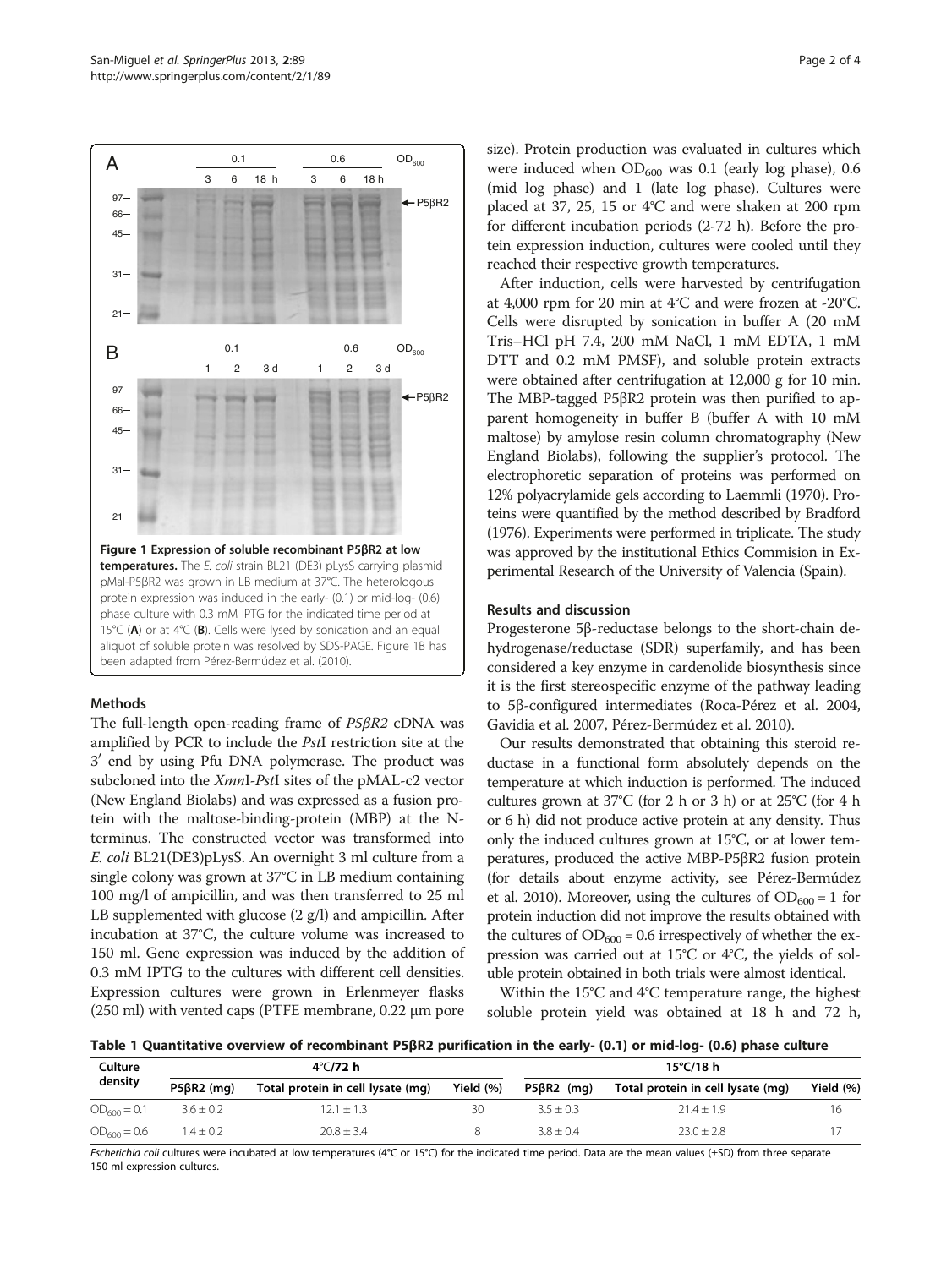**Figure 1 Expression of soluble recombinant P5βR2 at low temperatures.** The *E. coli* strain BL21 (DE3) pLysS carrying plasmid pMal-P5βR2 was grown in LB medium at 37°C. The heterologous protein expression was induced in the early- (0.1) or mid-log- (0.6) phase culture with 0.3 mM IPTG for the indicated time period at 15°C (**A**) or at 4°C (**B**). Cells were lysed by sonication and an equal aliquot of soluble protein was resolved by SDS-PAGE. Figure 1B has been adapted from Pérez-Bermúdez et al. (2010).

## Methods

The full-length open-reading frame of *P5βR2* cDNA was amplified by PCR to include the *Pst*I restriction site at the 3′ end by using Pfu DNA polymerase. The product was subcloned into the *Xmn*I-*Pst*I sites of the pMAL-c2 vector (New England Biolabs) and was expressed as a fusion protein with the maltose-binding-protein (MBP) at the N-terminus. The constructed vector was transformed into *E. coli* BL21(DE3)pLysS. An overnight 3 ml culture from a single colony was grown at 37°C in LB medium containing 100 mg/l of ampicillin, and was then transferred to 25 ml LB supplemented with glucose (2 g/l) and ampicillin. After incubation at 37°C, the culture volume was increased to 150 ml. Gene expression was induced by the addition of 0.3 mM IPTG to the cultures with different cell densities. Expression cultures were grown in Erlenmeyer flasks (250 ml) with vented caps (PTFE membrane, 0.22 μm pore size). Protein production was evaluated in cultures which were induced when $OD_{600}$ was 0.1 (early log phase), 0.6 (mid log phase) and 1 (late log phase). Cultures were placed at 37, 25, 15 or 4°C and were shaken at 200 rpm for different incubation periods (2-72 h). Before the protein expression induction, cultures were cooled until they reached their respective growth temperatures.

After induction, cells were harvested by centrifugation at 4,000 rpm for 20 min at 4°C and were frozen at -20°C. Cells were disrupted by sonication in buffer A (20 mM Tris–HCl pH 7.4, 200 mM NaCl, 1 mM EDTA, 1 mM DTT and 0.2 mM PMSF), and soluble protein extracts were obtained after centrifugation at 12,000 g for 10 min. The MBP-tagged P5βR2 protein was then purified to apparent homogeneity in buffer B (buffer A with 10 mM maltose) by amylose resin column chromatography (New England Biolabs), following the supplier's protocol. The electrophoretic separation of proteins was performed on 12% polyacrylamide gels according to Laemmli (1970). Proteins were quantified by the method described by Bradford (1976). Experiments were performed in triplicate. The study was approved by the institutional Ethics Commision in Experimental Research of the University of Valencia (Spain).

## Results and discussion

Progesterone 5β-reductase belongs to the short-chain dehydrogenase/reductase (SDR) superfamily, and has been considered a key enzyme in cardenolide biosynthesis since it is the first stereospecific enzyme of the pathway leading to 5β-configured intermediates (Roca-Pérez et al. 2004, Gavidia et al. 2007, Pérez-Bermúdez et al. 2010).

Our results demonstrated that obtaining this steroid reductase in a functional form absolutely depends on the temperature at which induction is performed. The induced cultures grown at 37°C (for 2 h or 3 h) or at 25°C (for 4 h or 6 h) did not produce active protein at any density. Thus only the induced cultures grown at 15°C, or at lower temperatures, produced the active MBP-P5βR2 fusion protein (for details about enzyme activity, see Pérez-Bermúdez et al. 2010). Moreover, using the cultures of $OD_{600} = 1$ for protein induction did not improve the results obtained with the cultures of $OD_{600} = 0.6$ irrespectively of whether the expression was carried out at 15°C or 4°C, the yields of soluble protein obtained in both trials were almost identical.

Within the 15°C and 4°C temperature range, the highest soluble protein yield was obtained at 18 h and 72 h,

**Table 1 Quantitative overview of recombinant P5βR2 purification in the early- (0.1) or mid-log- (0.6) phase culture**

| Culture density | 4°C/72 h | | | 15°C/18 h | | |
|---|---|---|---|---|---|---|
| | P5βR2 (mg) | Total protein in cell lysate (mg) | Yield (%) | P5βR2 (mg) | Total protein in cell lysate (mg) | Yield (%) |
| $OD_{600} = 0.1$ | 3.6 ± 0.2 | 12.1 ± 1.3 | 30 | 3.5 ± 0.3 | 21.4 ± 1.9 | 16 |
| $OD_{600} = 0.6$ | 1.4 ± 0.2 | 20.8 ± 3.4 | 8 | 3.8 ± 0.4 | 23.0 ± 2.8 | 17 |

*Escherichia coli* cultures were incubated at low temperatures (4°C or 15°C) for the indicated time period. Data are the mean values (±SD) from three separate 150 ml expression cultures.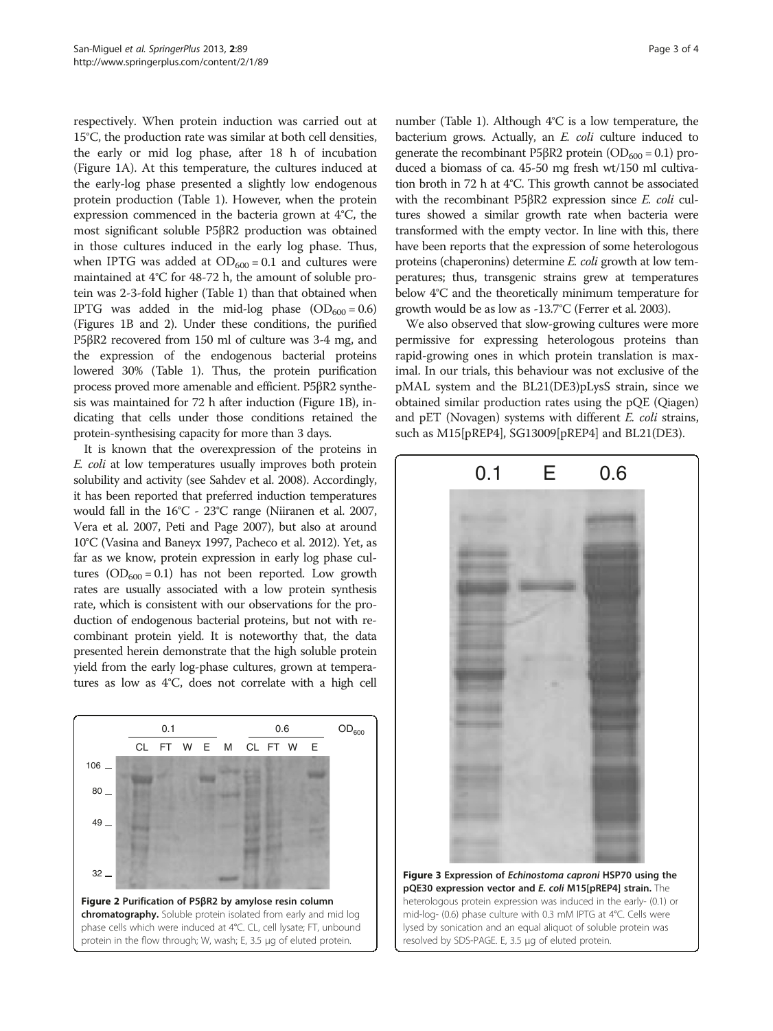respectively. When protein induction was carried out at 15°C, the production rate was similar at both cell densities, the early or mid log phase, after 18 h of incubation (Figure 1A). At this temperature, the cultures induced at the early-log phase presented a slightly low endogenous protein production (Table 1). However, when the protein expression commenced in the bacteria grown at 4°C, the most significant soluble P5βR2 production was obtained in those cultures induced in the early log phase. Thus, when IPTG was added at $OD_{600} = 0.1$ and cultures were maintained at 4°C for 48-72 h, the amount of soluble protein was 2-3-fold higher (Table 1) than that obtained when IPTG was added in the mid-log phase ($OD_{600} = 0.6$) (Figures 1B and 2). Under these conditions, the purified P5βR2 recovered from 150 ml of culture was 3-4 mg, and the expression of the endogenous bacterial proteins lowered 30% (Table 1). Thus, the protein purification process proved more amenable and efficient. P5βR2 synthesis was maintained for 72 h after induction (Figure 1B), indicating that cells under those conditions retained the protein-synthesising capacity for more than 3 days.

It is known that the overexpression of the proteins in *E. coli* at low temperatures usually improves both protein solubility and activity (see Sahdev et al. 2008). Accordingly, it has been reported that preferred induction temperatures would fall in the 16°C - 23°C range (Niiranen et al. 2007, Vera et al. 2007, Peti and Page 2007), but also at around 10°C (Vasina and Baneyx 1997, Pacheco et al. 2012). Yet, as far as we know, protein expression in early log phase cultures ($OD_{600} = 0.1$) has not been reported. Low growth rates are usually associated with a low protein synthesis rate, which is consistent with our observations for the production of endogenous bacterial proteins, but not with recombinant protein yield. It is noteworthy that, the data presented herein demonstrate that the high soluble protein yield from the early log-phase cultures, grown at temperatures as low as 4°C, does not correlate with a high cell number (Table 1). Although 4°C is a low temperature, the bacterium grows. Actually, an *E. coli* culture induced to generate the recombinant P5βR2 protein ($OD_{600} = 0.1$) produced a biomass of ca. 45-50 mg fresh wt/150 ml cultivation broth in 72 h at 4°C. This growth cannot be associated with the recombinant P5βR2 expression since *E. coli* cultures showed a similar growth rate when bacteria were transformed with the empty vector. In line with this, there have been reports that the expression of some heterologous proteins (chaperonins) determine *E. coli* growth at low temperatures; thus, transgenic strains grew at temperatures below 4°C and the theoretically minimum temperature for growth would be as low as -13.7°C (Ferrer et al. 2003).

We also observed that slow-growing cultures were more permissive for expressing heterologous proteins than rapid-growing ones in which protein translation is maximal. In our trials, this behaviour was not exclusive of the pMAL system and the BL21(DE3)pLysS strain, since we obtained similar production rates using the pQE (Qiagen) and pET (Novagen) systems with different *E. coli* strains, such as M15[pREP4], SG13009[pREP4] and BL21(DE3).

**Figure 2 Purification of P5βR2 by amylose resin column chromatography.** Soluble protein isolated from early and mid log phase cells which were induced at 4°C. CL, cell lysate; FT, unbound protein in the flow through; W, wash; E, 3.5 µg of eluted protein.

**Figure 3 Expression of *Echinostoma caproni* HSP70 using the pQE30 expression vector and *E. coli* M15[pREP4] strain.** The heterologous protein expression was induced in the early- (0.1) or mid-log- (0.6) phase culture with 0.3 mM IPTG at 4°C. Cells were lysed by sonication and an equal aliquot of soluble protein was resolved by SDS-PAGE. E, 3.5 µg of eluted protein.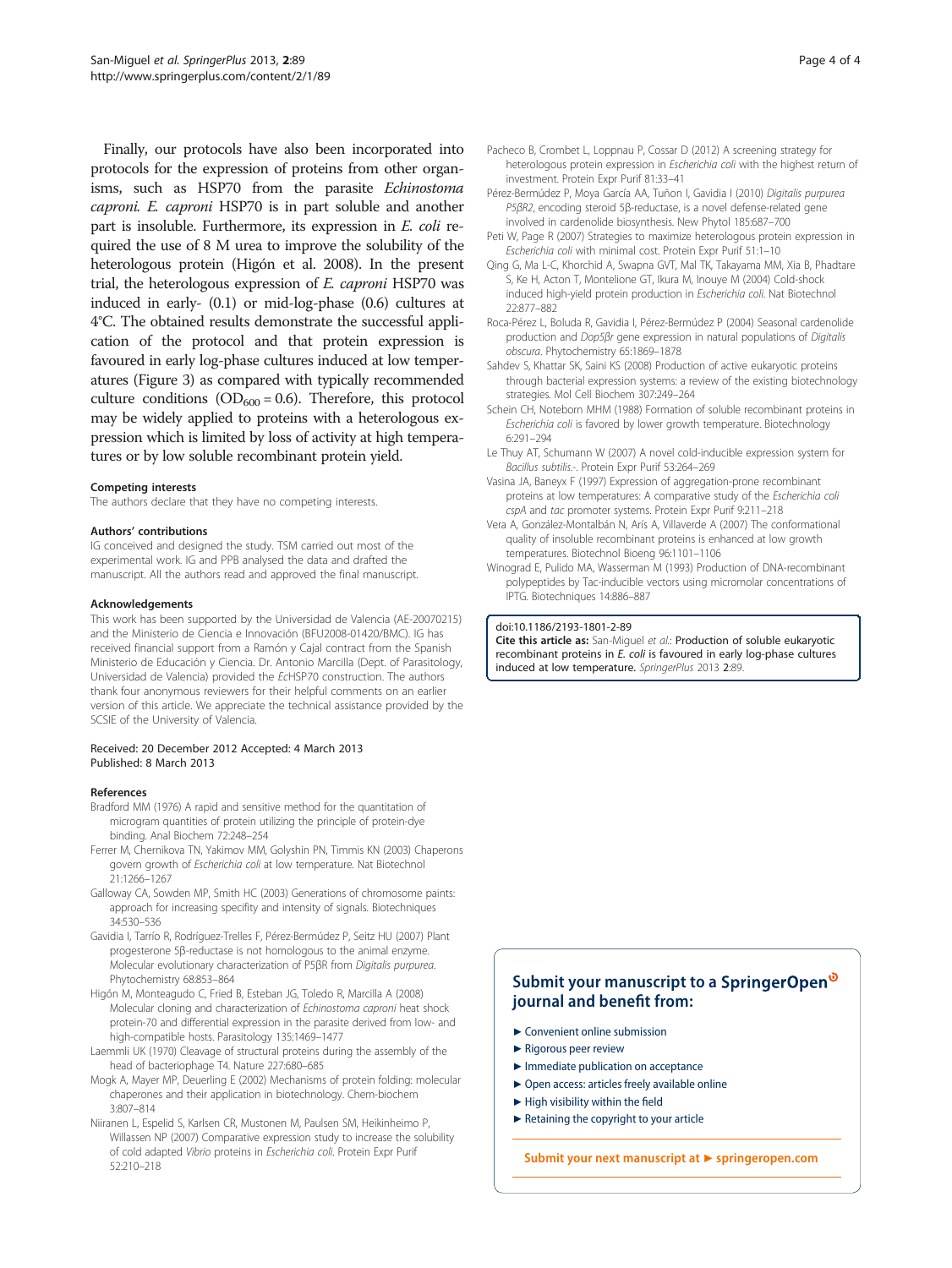Finally, our protocols have also been incorporated into protocols for the expression of proteins from other organisms, such as HSP70 from the parasite *Echinostoma caproni*. *E. caproni* HSP70 is in part soluble and another part is insoluble. Furthermore, its expression in *E. coli* required the use of 8 M urea to improve the solubility of the heterologous protein (Higón et al. 2008). In the present trial, the heterologous expression of *E. caproni* HSP70 was induced in early- (0.1) or mid-log-phase (0.6) cultures at 4°C. The obtained results demonstrate the successful application of the protocol and that protein expression is favoured in early log-phase cultures induced at low temperatures (Figure 3) as compared with typically recommended culture conditions ($OD_{600} = 0.6$). Therefore, this protocol may be widely applied to proteins with a heterologous expression which is limited by loss of activity at high temperatures or by low soluble recombinant protein yield.

#### Competing interests
The authors declare that they have no competing interests.

#### Authors' contributions
IG conceived and designed the study. TSM carried out most of the experimental work. IG and PPB analysed the data and drafted the manuscript. All the authors read and approved the final manuscript.

#### Acknowledgements
This work has been supported by the Universidad de Valencia (AE-20070215) and the Ministerio de Ciencia e Innovación (BFU2008-01420/BMC). IG has received financial support from a Ramón y Cajal contract from the Spanish Ministerio de Educación y Ciencia. Dr. Antonio Marcilla (Dept. of Parasitology, Universidad de Valencia) provided the *Ec*HSP70 construction. The authors thank four anonymous reviewers for their helpful comments on an earlier version of this article. We appreciate the technical assistance provided by the SCSIE of the University of Valencia.

Received: 20 December 2012 Accepted: 4 March 2013
Published: 8 March 2013

#### References
- Bradford MM (1976) A rapid and sensitive method for the quantitation of microgram quantities of protein utilizing the principle of protein-dye binding. Anal Biochem 72:248–254
- Ferrer M, Chernikova TN, Yakimov MM, Golyshin PN, Timmis KN (2003) Chaperons govern growth of *Escherichia coli* at low temperature. Nat Biotechnol 21:1266–1267
- Galloway CA, Sowden MP, Smith HC (2003) Generations of chromosome paints: approach for increasing specifity and intensity of signals. Biotechniques 34:530–536
- Gavidia I, Tarrío R, Rodríguez-Trelles F, Pérez-Bermúdez P, Seitz HU (2007) Plant progesterone 5β-reductase is not homologous to the animal enzyme. Molecular evolutionary characterization of P5βR from *Digitalis purpurea*. Phytochemistry 68:853–864
- Higón M, Monteagudo C, Fried B, Esteban JG, Toledo R, Marcilla A (2008) Molecular cloning and characterization of *Echinostoma caproni* heat shock protein-70 and differential expression in the parasite derived from low- and high-compatible hosts. Parasitology 135:1469–1477
- Laemmli UK (1970) Cleavage of structural proteins during the assembly of the head of bacteriophage T4. Nature 227:680–685
- Mogk A, Mayer MP, Deuerling E (2002) Mechanisms of protein folding: molecular chaperones and their application in biotechnology. Chem-biochem 3:807–814
- Niiranen L, Espelid S, Karlsen CR, Mustonen M, Paulsen SM, Heikinheimo P, Willassen NP (2007) Comparative expression study to increase the solubility of cold adapted *Vibrio* proteins in *Escherichia coli*. Protein Expr Purif 52:210–218
- Pacheco B, Crombet L, Loppnau P, Cossar D (2012) A screening strategy for heterologous protein expression in *Escherichia coli* with the highest return of investment. Protein Expr Purif 81:33–41
- Pérez-Bermúdez P, Moya García AA, Tuñon I, Gavidia I (2010) *Digitalis purpurea P5βR2*, encoding steroid 5β-reductase, is a novel defense-related gene involved in cardenolide biosynthesis. New Phytol 185:687–700
- Peti W, Page R (2007) Strategies to maximize heterologous protein expression in *Escherichia coli* with minimal cost. Protein Expr Purif 51:1–10
- Qing G, Ma L-C, Khorchid A, Swapna GVT, Mal TK, Takayama MM, Xia B, Phadtare S, Ke H, Acton T, Montelione GT, Ikura M, Inouye M (2004) Cold-shock induced high-yield protein production in *Escherichia coli*. Nat Biotechnol 22:877–882
- Roca-Pérez L, Boluda R, Gavidia I, Pérez-Bermúdez P (2004) Seasonal cardenolide production and *Dop5βr* gene expression in natural populations of *Digitalis obscura*. Phytochemistry 65:1869–1878
- Sahdev S, Khattar SK, Saini KS (2008) Production of active eukaryotic proteins through bacterial expression systems: a review of the existing biotechnology strategies. Mol Cell Biochem 307:249–264
- Schein CH, Noteborn MHM (1988) Formation of soluble recombinant proteins in *Escherichia coli* is favored by lower growth temperature. Biotechnology 6:291–294
- Le Thuy AT, Schumann W (2007) A novel cold-inducible expression system for *Bacillus subtilis*.-. Protein Expr Purif 53:264–269
- Vasina JA, Baneyx F (1997) Expression of aggregation-prone recombinant proteins at low temperatures: A comparative study of the *Escherichia coli cspA* and *tac* promoter systems. Protein Expr Purif 9:211–218
- Vera A, González-Montalbán N, Arís A, Villaverde A (2007) The conformational quality of insoluble recombinant proteins is enhanced at low growth temperatures. Biotechnol Bioeng 96:1101–1106
- Winograd E, Pulido MA, Wasserman M (1993) Production of DNA-recombinant polypeptides by Tac-inducible vectors using micromolar concentrations of IPTG. Biotechniques 14:886–887

doi:10.1186/2193-1801-2-89
**Cite this article as:** San-Miguel *et al.*: Production of soluble eukaryotic recombinant proteins in *E. coli* is favoured in early log-phase cultures induced at low temperature. *SpringerPlus* 2013 **2**:89.

**Submit your manuscript to a SpringerOpen journal and benefit from:**

- ► Convenient online submission
- ► Rigorous peer review
- ► Immediate publication on acceptance
- ► Open access: articles freely available online
- ► High visibility within the field
- ► Retaining the copyright to your article

**Submit your next manuscript at ► springeropen.com**